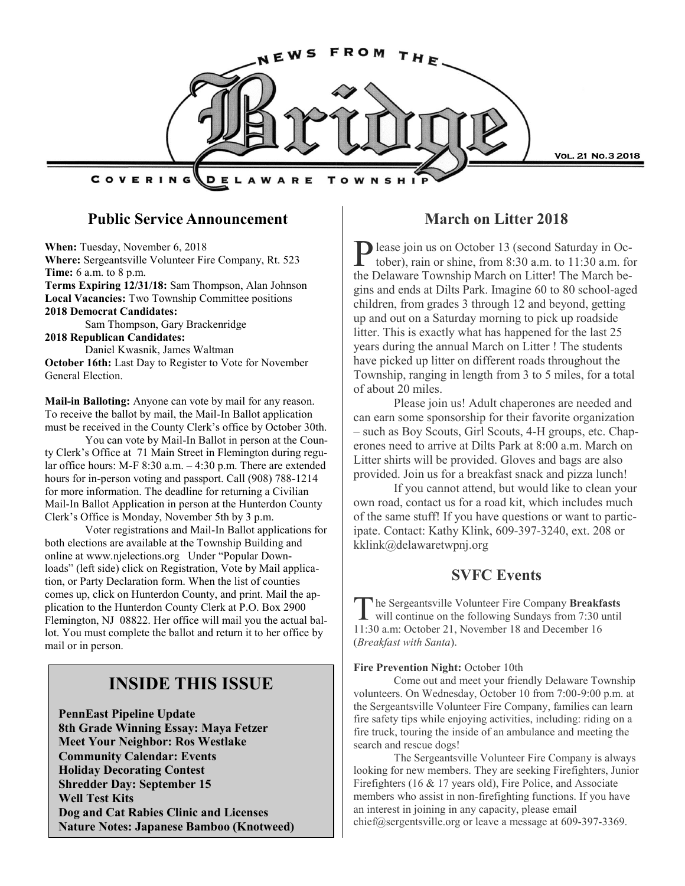# NEWS FROM THE Bridge

COVERING DELAWARE TOWNSHIP

VOL. 21 NO.3 2018

## Public Service Announcement

**When:** Tuesday, November 6, 2018
**Where:** Sergeantsville Volunteer Fire Company, Rt. 523
**Time:** 6 a.m. to 8 p.m.
**Terms Expiring 12/31/18:** Sam Thompson, Alan Johnson
**Local Vacancies:** Two Township Committee positions
**2018 Democrat Candidates:**
Sam Thompson, Gary Brackenridge
**2018 Republican Candidates:**
Daniel Kwasnik, James Waltman
**October 16th:** Last Day to Register to Vote for November General Election.

**Mail-in Balloting:** Anyone can vote by mail for any reason. To receive the ballot by mail, the Mail-In Ballot application must be received in the County Clerk's office by October 30th.

You can vote by Mail-In Ballot in person at the County Clerk's Office at 71 Main Street in Flemington during regular office hours: M-F 8:30 a.m. – 4:30 p.m. There are extended hours for in-person voting and passport. Call (908) 788-1214 for more information. The deadline for returning a Civilian Mail-In Ballot Application in person at the Hunterdon County Clerk's Office is Monday, November 5th by 3 p.m.

Voter registrations and Mail-In Ballot applications for both elections are available at the Township Building and online at www.njelections.org Under "Popular Downloads" (left side) click on Registration, Vote by Mail application, or Party Declaration form. When the list of counties comes up, click on Hunterdon County, and print. Mail the application to the Hunterdon County Clerk at P.O. Box 2900 Flemington, NJ 08822. Her office will mail you the actual ballot. You must complete the ballot and return it to her office by mail or in person.

## INSIDE THIS ISSUE

**PennEast Pipeline Update**
**8th Grade Winning Essay: Maya Fetzer**
**Meet Your Neighbor: Ros Westlake**
**Community Calendar: Events**
**Holiday Decorating Contest**
**Shredder Day: September 15**
**Well Test Kits**
**Dog and Cat Rabies Clinic and Licenses**
**Nature Notes: Japanese Bamboo (Knotweed)**

## March on Litter 2018

Please join us on October 13 (second Saturday in October), rain or shine, from 8:30 a.m. to 11:30 a.m. for the Delaware Township March on Litter! The March begins and ends at Dilts Park. Imagine 60 to 80 school-aged children, from grades 3 through 12 and beyond, getting up and out on a Saturday morning to pick up roadside litter. This is exactly what has happened for the last 25 years during the annual March on Litter ! The students have picked up litter on different roads throughout the Township, ranging in length from 3 to 5 miles, for a total of about 20 miles.

Please join us! Adult chaperones are needed and can earn some sponsorship for their favorite organization – such as Boy Scouts, Girl Scouts, 4-H groups, etc. Chaperones need to arrive at Dilts Park at 8:00 a.m. March on Litter shirts will be provided. Gloves and bags are also provided. Join us for a breakfast snack and pizza lunch!

If you cannot attend, but would like to clean your own road, contact us for a road kit, which includes much of the same stuff! If you have questions or want to participate. Contact: Kathy Klink, 609-397-3240, ext. 208 or kklink@delawaretwpnj.org

## SVFC Events

The Sergeantsville Volunteer Fire Company **Breakfasts** will continue on the following Sundays from 7:30 until 11:30 a.m: October 21, November 18 and December 16 (*Breakfast with Santa*).

**Fire Prevention Night:** October 10th

Come out and meet your friendly Delaware Township volunteers. On Wednesday, October 10 from 7:00-9:00 p.m. at the Sergeantsville Volunteer Fire Company, families can learn fire safety tips while enjoying activities, including: riding on a fire truck, touring the inside of an ambulance and meeting the search and rescue dogs!

The Sergeantsville Volunteer Fire Company is always looking for new members. They are seeking Firefighters, Junior Firefighters (16 & 17 years old), Fire Police, and Associate members who assist in non-firefighting functions. If you have an interest in joining in any capacity, please email chief@sergentsville.org or leave a message at 609-397-3369.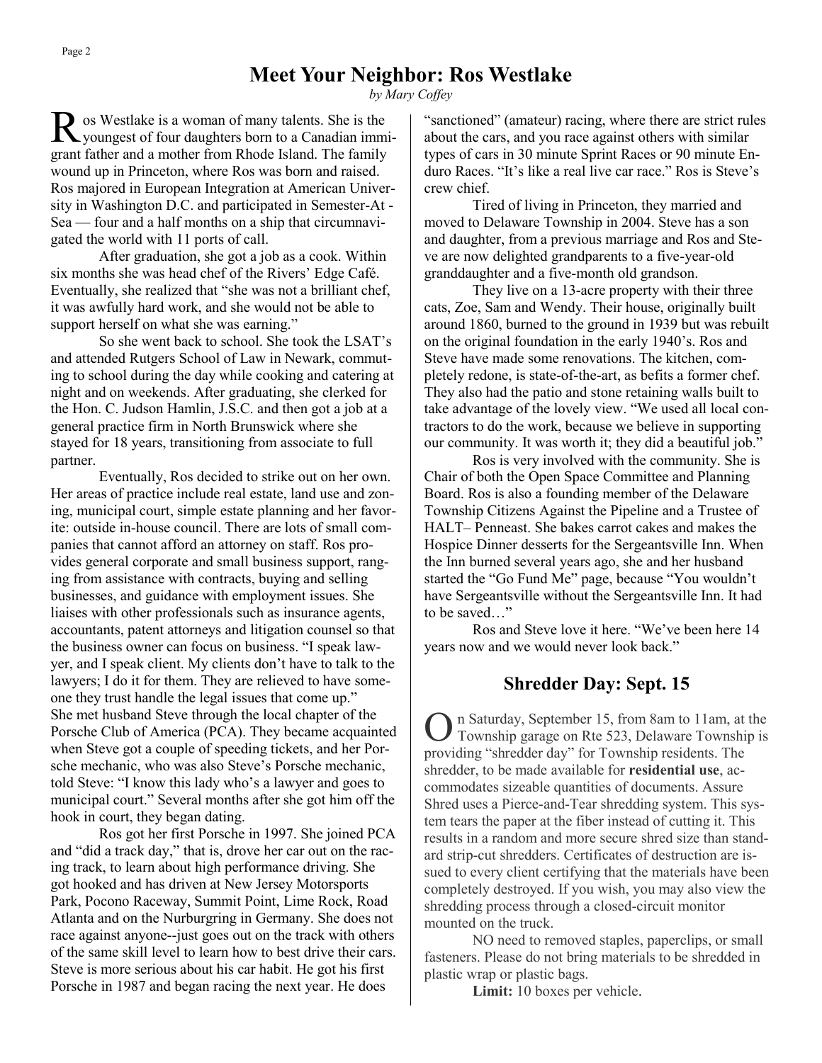## Meet Your Neighbor: Ros Westlake

*by Mary Coffey*

Ros Westlake is a woman of many talents. She is the youngest of four daughters born to a Canadian immigrant father and a mother from Rhode Island. The family wound up in Princeton, where Ros was born and raised. Ros majored in European Integration at American University in Washington D.C. and participated in Semester-At - Sea — four and a half months on a ship that circumnavigated the world with 11 ports of call.

After graduation, she got a job as a cook. Within six months she was head chef of the Rivers' Edge Café. Eventually, she realized that "she was not a brilliant chef, it was awfully hard work, and she would not be able to support herself on what she was earning."

So she went back to school. She took the LSAT's and attended Rutgers School of Law in Newark, commuting to school during the day while cooking and catering at night and on weekends. After graduating, she clerked for the Hon. C. Judson Hamlin, J.S.C. and then got a job at a general practice firm in North Brunswick where she stayed for 18 years, transitioning from associate to full partner.

Eventually, Ros decided to strike out on her own. Her areas of practice include real estate, land use and zoning, municipal court, simple estate planning and her favorite: outside in-house council. There are lots of small companies that cannot afford an attorney on staff. Ros provides general corporate and small business support, ranging from assistance with contracts, buying and selling businesses, and guidance with employment issues. She liaises with other professionals such as insurance agents, accountants, patent attorneys and litigation counsel so that the business owner can focus on business. "I speak lawyer, and I speak client. My clients don't have to talk to the lawyers; I do it for them. They are relieved to have someone they trust handle the legal issues that come up."

She met husband Steve through the local chapter of the Porsche Club of America (PCA). They became acquainted when Steve got a couple of speeding tickets, and her Porsche mechanic, who was also Steve's Porsche mechanic, told Steve: "I know this lady who's a lawyer and goes to municipal court." Several months after she got him off the hook in court, they began dating.

Ros got her first Porsche in 1997. She joined PCA and "did a track day," that is, drove her car out on the racing track, to learn about high performance driving. She got hooked and has driven at New Jersey Motorsports Park, Pocono Raceway, Summit Point, Lime Rock, Road Atlanta and on the Nurburgring in Germany. She does not race against anyone--just goes out on the track with others of the same skill level to learn how to best drive their cars. Steve is more serious about his car habit. He got his first Porsche in 1987 and began racing the next year. He does "sanctioned" (amateur) racing, where there are strict rules about the cars, and you race against others with similar types of cars in 30 minute Sprint Races or 90 minute Enduro Races. "It's like a real live car race." Ros is Steve's crew chief.

Tired of living in Princeton, they married and moved to Delaware Township in 2004. Steve has a son and daughter, from a previous marriage and Ros and Steve are now delighted grandparents to a five-year-old granddaughter and a five-month old grandson.

They live on a 13-acre property with their three cats, Zoe, Sam and Wendy. Their house, originally built around 1860, burned to the ground in 1939 but was rebuilt on the original foundation in the early 1940's. Ros and Steve have made some renovations. The kitchen, completely redone, is state-of-the-art, as befits a former chef. They also had the patio and stone retaining walls built to take advantage of the lovely view. "We used all local contractors to do the work, because we believe in supporting our community. It was worth it; they did a beautiful job."

Ros is very involved with the community. She is Chair of both the Open Space Committee and Planning Board. Ros is also a founding member of the Delaware Township Citizens Against the Pipeline and a Trustee of HALT– Penneast. She bakes carrot cakes and makes the Hospice Dinner desserts for the Sergeantsville Inn. When the Inn burned several years ago, she and her husband started the "Go Fund Me" page, because "You wouldn't have Sergeantsville without the Sergeantsville Inn. It had to be saved…"

Ros and Steve love it here. "We've been here 14 years now and we would never look back."

## Shredder Day: Sept. 15

On Saturday, September 15, from 8am to 11am, at the Township garage on Rte 523, Delaware Township is providing "shredder day" for Township residents. The shredder, to be made available for **residential use**, accommodates sizeable quantities of documents. Assure Shred uses a Pierce-and-Tear shredding system. This system tears the paper at the fiber instead of cutting it. This results in a random and more secure shred size than standard strip-cut shredders. Certificates of destruction are issued to every client certifying that the materials have been completely destroyed. If you wish, you may also view the shredding process through a closed-circuit monitor mounted on the truck.

NO need to removed staples, paperclips, or small fasteners. Please do not bring materials to be shredded in plastic wrap or plastic bags.

**Limit:** 10 boxes per vehicle.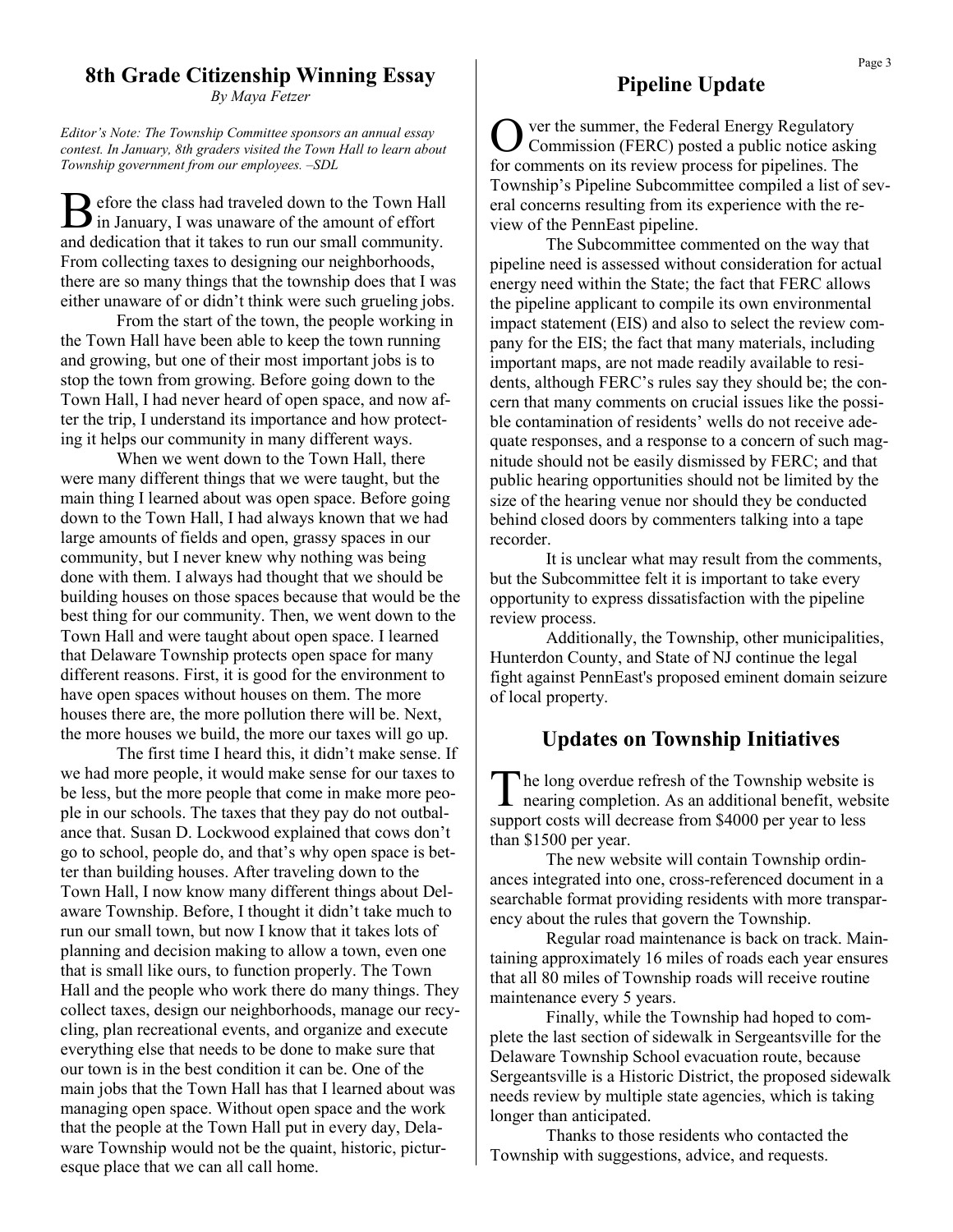## 8th Grade Citizenship Winning Essay

*By Maya Fetzer*

*Editor's Note: The Township Committee sponsors an annual essay contest. In January, 8th graders visited the Town Hall to learn about Township government from our employees. –SDL*

Before the class had traveled down to the Town Hall in January, I was unaware of the amount of effort and dedication that it takes to run our small community. From collecting taxes to designing our neighborhoods, there are so many things that the township does that I was either unaware of or didn't think were such grueling jobs.

From the start of the town, the people working in the Town Hall have been able to keep the town running and growing, but one of their most important jobs is to stop the town from growing. Before going down to the Town Hall, I had never heard of open space, and now after the trip, I understand its importance and how protecting it helps our community in many different ways.

When we went down to the Town Hall, there were many different things that we were taught, but the main thing I learned about was open space. Before going down to the Town Hall, I had always known that we had large amounts of fields and open, grassy spaces in our community, but I never knew why nothing was being done with them. I always had thought that we should be building houses on those spaces because that would be the best thing for our community. Then, we went down to the Town Hall and were taught about open space. I learned that Delaware Township protects open space for many different reasons. First, it is good for the environment to have open spaces without houses on them. The more houses there are, the more pollution there will be. Next, the more houses we build, the more our taxes will go up.

The first time I heard this, it didn't make sense. If we had more people, it would make sense for our taxes to be less, but the more people that come in make more people in our schools. The taxes that they pay do not outbalance that. Susan D. Lockwood explained that cows don't go to school, people do, and that's why open space is better than building houses. After traveling down to the Town Hall, I now know many different things about Delaware Township. Before, I thought it didn't take much to run our small town, but now I know that it takes lots of planning and decision making to allow a town, even one that is small like ours, to function properly. The Town Hall and the people who work there do many things. They collect taxes, design our neighborhoods, manage our recycling, plan recreational events, and organize and execute everything else that needs to be done to make sure that our town is in the best condition it can be. One of the main jobs that the Town Hall has that I learned about was managing open space. Without open space and the work that the people at the Town Hall put in every day, Delaware Township would not be the quaint, historic, picturesque place that we can all call home.

## Pipeline Update

Over the summer, the Federal Energy Regulatory Commission (FERC) posted a public notice asking for comments on its review process for pipelines. The Township's Pipeline Subcommittee compiled a list of several concerns resulting from its experience with the review of the PennEast pipeline.

The Subcommittee commented on the way that pipeline need is assessed without consideration for actual energy need within the State; the fact that FERC allows the pipeline applicant to compile its own environmental impact statement (EIS) and also to select the review company for the EIS; the fact that many materials, including important maps, are not made readily available to residents, although FERC's rules say they should be; the concern that many comments on crucial issues like the possible contamination of residents' wells do not receive adequate responses, and a response to a concern of such magnitude should not be easily dismissed by FERC; and that public hearing opportunities should not be limited by the size of the hearing venue nor should they be conducted behind closed doors by commenters talking into a tape recorder.

It is unclear what may result from the comments, but the Subcommittee felt it is important to take every opportunity to express dissatisfaction with the pipeline review process.

Additionally, the Township, other municipalities, Hunterdon County, and State of NJ continue the legal fight against PennEast's proposed eminent domain seizure of local property.

## Updates on Township Initiatives

The long overdue refresh of the Township website is nearing completion. As an additional benefit, website support costs will decrease from $4000 per year to less than $1500 per year.

The new website will contain Township ordinances integrated into one, cross-referenced document in a searchable format providing residents with more transparency about the rules that govern the Township.

Regular road maintenance is back on track. Maintaining approximately 16 miles of roads each year ensures that all 80 miles of Township roads will receive routine maintenance every 5 years.

Finally, while the Township had hoped to complete the last section of sidewalk in Sergeantsville for the Delaware Township School evacuation route, because Sergeantsville is a Historic District, the proposed sidewalk needs review by multiple state agencies, which is taking longer than anticipated.

Thanks to those residents who contacted the Township with suggestions, advice, and requests.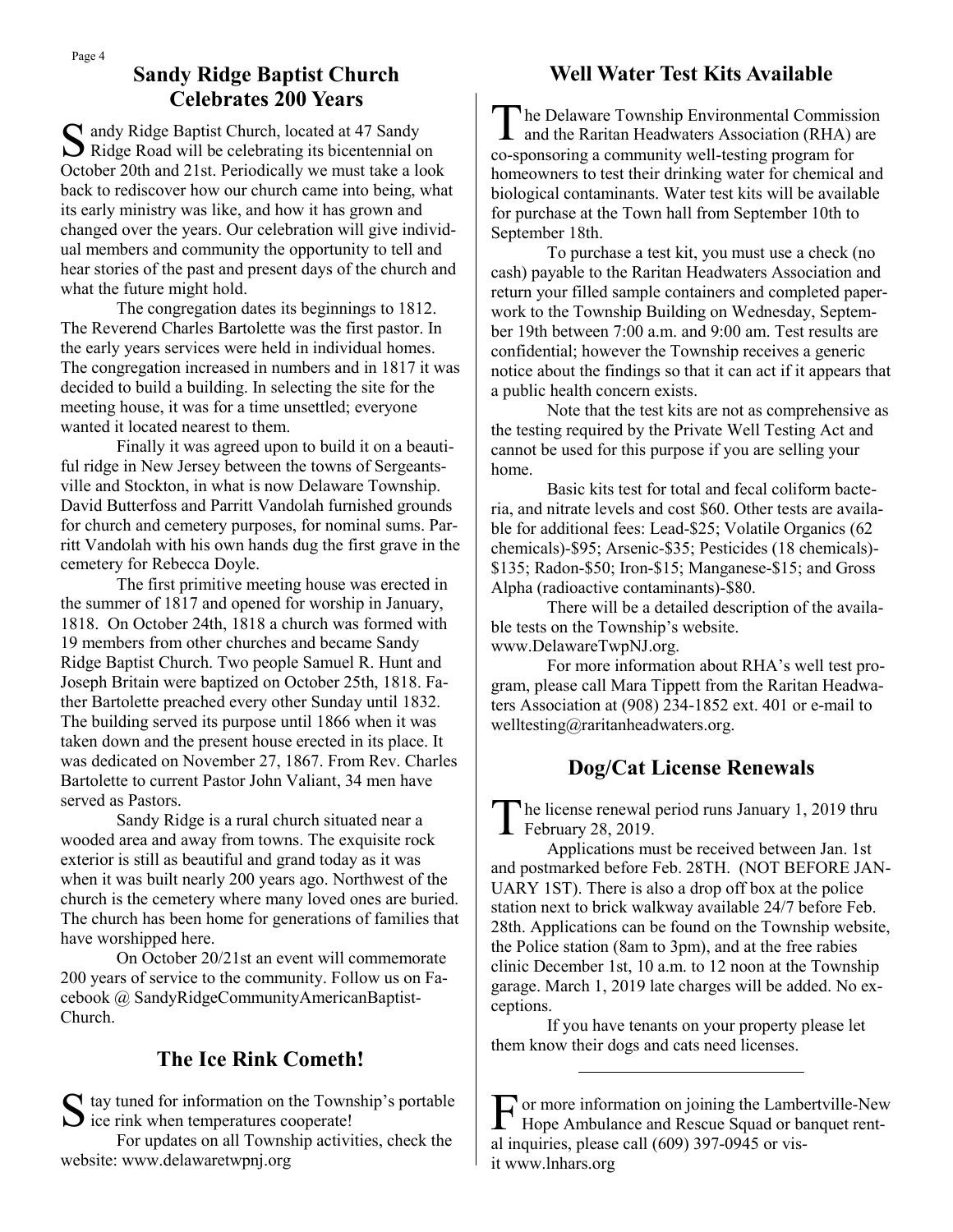## Sandy Ridge Baptist Church Celebrates 200 Years

Sandy Ridge Baptist Church, located at 47 Sandy Ridge Road will be celebrating its bicentennial on October 20th and 21st. Periodically we must take a look back to rediscover how our church came into being, what its early ministry was like, and how it has grown and changed over the years. Our celebration will give individual members and community the opportunity to tell and hear stories of the past and present days of the church and what the future might hold.

The congregation dates its beginnings to 1812. The Reverend Charles Bartolette was the first pastor. In the early years services were held in individual homes. The congregation increased in numbers and in 1817 it was decided to build a building. In selecting the site for the meeting house, it was for a time unsettled; everyone wanted it located nearest to them.

Finally it was agreed upon to build it on a beautiful ridge in New Jersey between the towns of Sergeantsville and Stockton, in what is now Delaware Township. David Butterfoss and Parritt Vandolah furnished grounds for church and cemetery purposes, for nominal sums. Parritt Vandolah with his own hands dug the first grave in the cemetery for Rebecca Doyle.

The first primitive meeting house was erected in the summer of 1817 and opened for worship in January, 1818. On October 24th, 1818 a church was formed with 19 members from other churches and became Sandy Ridge Baptist Church. Two people Samuel R. Hunt and Joseph Britain were baptized on October 25th, 1818. Father Bartolette preached every other Sunday until 1832. The building served its purpose until 1866 when it was taken down and the present house erected in its place. It was dedicated on November 27, 1867. From Rev. Charles Bartolette to current Pastor John Valiant, 34 men have served as Pastors.

Sandy Ridge is a rural church situated near a wooded area and away from towns. The exquisite rock exterior is still as beautiful and grand today as it was when it was built nearly 200 years ago. Northwest of the church is the cemetery where many loved ones are buried. The church has been home for generations of families that have worshipped here.

On October 20/21st an event will commemorate 200 years of service to the community. Follow us on Facebook @ SandyRidgeCommunityAmericanBaptistChurch.

## The Ice Rink Cometh!

Stay tuned for information on the Township's portable ice rink when temperatures cooperate!

For updates on all Township activities, check the website: www.delawaretwpnj.org

## Well Water Test Kits Available

The Delaware Township Environmental Commission and the Raritan Headwaters Association (RHA) are co-sponsoring a community well-testing program for homeowners to test their drinking water for chemical and biological contaminants. Water test kits will be available for purchase at the Town hall from September 10th to September 18th.

To purchase a test kit, you must use a check (no cash) payable to the Raritan Headwaters Association and return your filled sample containers and completed paperwork to the Township Building on Wednesday, September 19th between 7:00 a.m. and 9:00 am. Test results are confidential; however the Township receives a generic notice about the findings so that it can act if it appears that a public health concern exists.

Note that the test kits are not as comprehensive as the testing required by the Private Well Testing Act and cannot be used for this purpose if you are selling your home.

Basic kits test for total and fecal coliform bacteria, and nitrate levels and cost $60. Other tests are available for additional fees: Lead-$25; Volatile Organics (62 chemicals)-$95; Arsenic-$35; Pesticides (18 chemicals)-$135; Radon-$50; Iron-$15; Manganese-$15; and Gross Alpha (radioactive contaminants)-$80.

There will be a detailed description of the available tests on the Township's website. www.DelawareTwpNJ.org.

For more information about RHA's well test program, please call Mara Tippett from the Raritan Headwaters Association at (908) 234-1852 ext. 401 or e-mail to welltesting@raritanheadwaters.org.

## Dog/Cat License Renewals

The license renewal period runs January 1, 2019 thru February 28, 2019.

Applications must be received between Jan. 1st and postmarked before Feb. 28TH. (NOT BEFORE JANUARY 1ST). There is also a drop off box at the police station next to brick walkway available 24/7 before Feb. 28th. Applications can be found on the Township website, the Police station (8am to 3pm), and at the free rabies clinic December 1st, 10 a.m. to 12 noon at the Township garage. March 1, 2019 late charges will be added. No exceptions.

If you have tenants on your property please let them know their dogs and cats need licenses.

---

For more information on joining the Lambertville-New Hope Ambulance and Rescue Squad or banquet rental inquiries, please call (609) 397-0945 or visit www.lnhars.org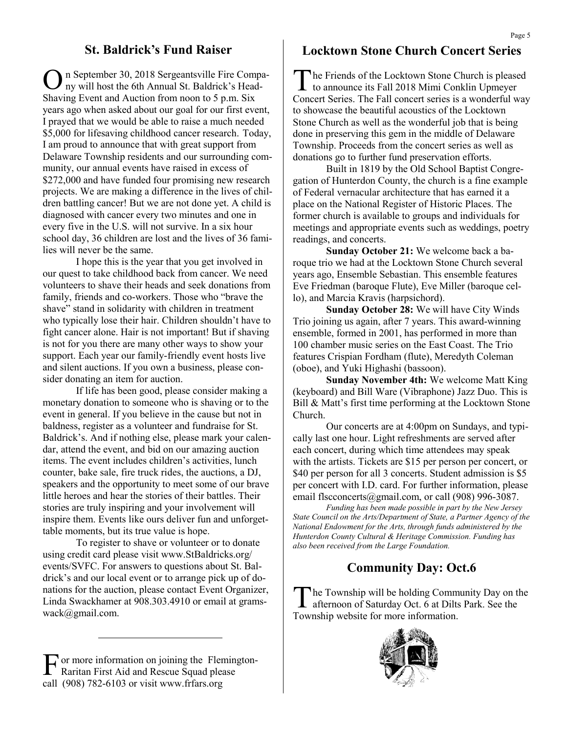## St. Baldrick's Fund Raiser

On September 30, 2018 Sergeantsville Fire Company will host the 6th Annual St. Baldrick's Head-Shaving Event and Auction from noon to 5 p.m. Six years ago when asked about our goal for our first event, I prayed that we would be able to raise a much needed $5,000 for lifesaving childhood cancer research. Today, I am proud to announce that with great support from Delaware Township residents and our surrounding community, our annual events have raised in excess of $272,000 and have funded four promising new research projects. We are making a difference in the lives of children battling cancer! But we are not done yet. A child is diagnosed with cancer every two minutes and one in every five in the U.S. will not survive. In a six hour school day, 36 children are lost and the lives of 36 families will never be the same.

I hope this is the year that you get involved in our quest to take childhood back from cancer. We need volunteers to shave their heads and seek donations from family, friends and co-workers. Those who "brave the shave" stand in solidarity with children in treatment who typically lose their hair. Children shouldn't have to fight cancer alone. Hair is not important! But if shaving is not for you there are many other ways to show your support. Each year our family-friendly event hosts live and silent auctions. If you own a business, please consider donating an item for auction.

If life has been good, please consider making a monetary donation to someone who is shaving or to the event in general. If you believe in the cause but not in baldness, register as a volunteer and fundraise for St. Baldrick's. And if nothing else, please mark your calendar, attend the event, and bid on our amazing auction items. The event includes children's activities, lunch counter, bake sale, fire truck rides, the auctions, a DJ, speakers and the opportunity to meet some of our brave little heroes and hear the stories of their battles. Their stories are truly inspiring and your involvement will inspire them. Events like ours deliver fun and unforgettable moments, but its true value is hope.

To register to shave or volunteer or to donate using credit card please visit www.StBaldricks.org/events/SVFC. For answers to questions about St. Baldrick's and our local event or to arrange pick up of donations for the auction, please contact Event Organizer, Linda Swackhamer at 908.303.4910 or email at gramswack@gmail.com.

---

For more information on joining the Flemington-Raritan First Aid and Rescue Squad please call (908) 782-6103 or visit www.frfars.org

## Locktown Stone Church Concert Series

The Friends of the Locktown Stone Church is pleased to announce its Fall 2018 Mimi Conklin Upmeyer Concert Series. The Fall concert series is a wonderful way to showcase the beautiful acoustics of the Locktown Stone Church as well as the wonderful job that is being done in preserving this gem in the middle of Delaware Township. Proceeds from the concert series as well as donations go to further fund preservation efforts.

Built in 1819 by the Old School Baptist Congregation of Hunterdon County, the church is a fine example of Federal vernacular architecture that has earned it a place on the National Register of Historic Places. The former church is available to groups and individuals for meetings and appropriate events such as weddings, poetry readings, and concerts.

**Sunday October 21:** We welcome back a baroque trio we had at the Locktown Stone Church several years ago, Ensemble Sebastian. This ensemble features Eve Friedman (baroque Flute), Eve Miller (baroque cello), and Marcia Kravis (harpsichord).

**Sunday October 28:** We will have City Winds Trio joining us again, after 7 years. This award-winning ensemble, formed in 2001, has performed in more than 100 chamber music series on the East Coast. The Trio features Crispian Fordham (flute), Meredyth Coleman (oboe), and Yuki Highashi (bassoon).

**Sunday November 4th:** We welcome Matt King (keyboard) and Bill Ware (Vibraphone) Jazz Duo. This is Bill & Matt's first time performing at the Locktown Stone Church.

Our concerts are at 4:00pm on Sundays, and typically last one hour. Light refreshments are served after each concert, during which time attendees may speak with the artists. Tickets are $15 per person per concert, or $40 per person for all 3 concerts. Student admission is $5 per concert with I.D. card. For further information, please email flscconcerts@gmail.com, or call (908) 996-3087.

*Funding has been made possible in part by the New Jersey State Council on the Arts/Department of State, a Partner Agency of the National Endowment for the Arts, through funds administered by the Hunterdon County Cultural & Heritage Commission. Funding has also been received from the Large Foundation.*

## Community Day: Oct.6

The Township will be holding Community Day on the afternoon of Saturday Oct. 6 at Dilts Park. See the Township website for more information.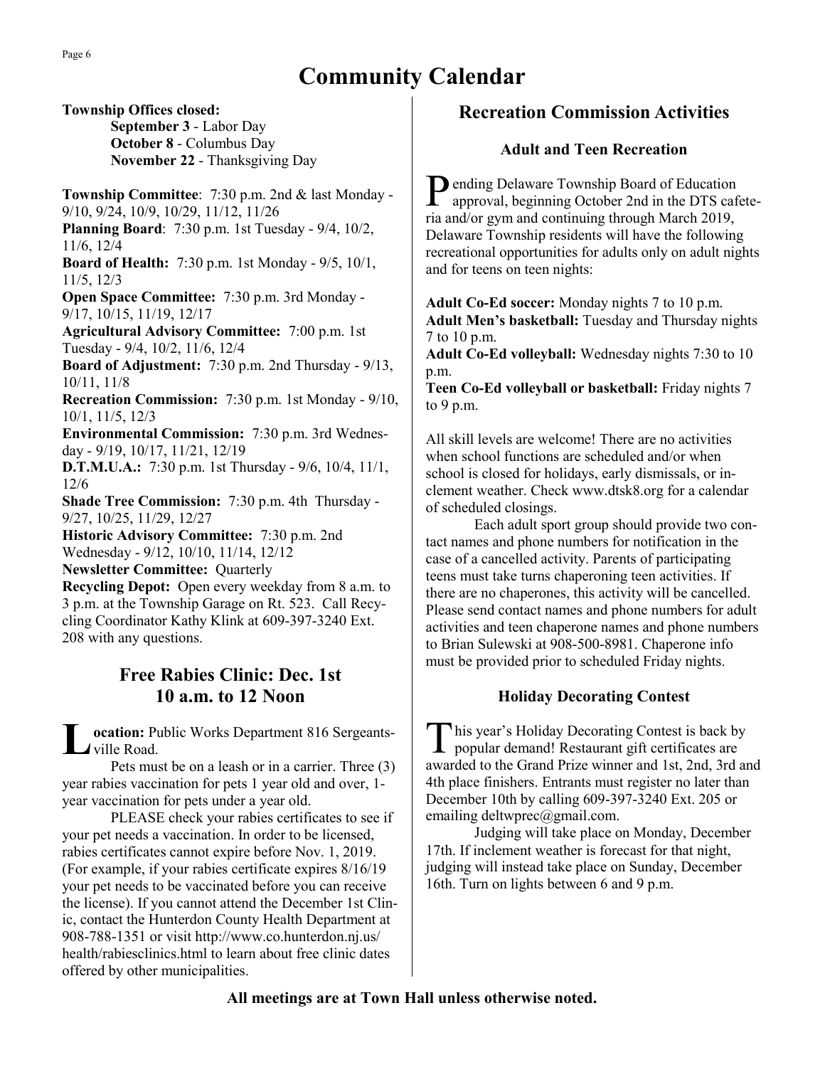# Community Calendar

**Township Offices closed:**

**September 3** - Labor Day
**October 8** - Columbus Day
**November 22** - Thanksgiving Day

**Township Committee**: 7:30 p.m. 2nd & last Monday - 9/10, 9/24, 10/9, 10/29, 11/12, 11/26
**Planning Board**: 7:30 p.m. 1st Tuesday - 9/4, 10/2, 11/6, 12/4
**Board of Health:** 7:30 p.m. 1st Monday - 9/5, 10/1, 11/5, 12/3
**Open Space Committee:** 7:30 p.m. 3rd Monday - 9/17, 10/15, 11/19, 12/17
**Agricultural Advisory Committee:** 7:00 p.m. 1st Tuesday - 9/4, 10/2, 11/6, 12/4
**Board of Adjustment:** 7:30 p.m. 2nd Thursday - 9/13, 10/11, 11/8
**Recreation Commission:** 7:30 p.m. 1st Monday - 9/10, 10/1, 11/5, 12/3
**Environmental Commission:** 7:30 p.m. 3rd Wednesday - 9/19, 10/17, 11/21, 12/19
**D.T.M.U.A.:** 7:30 p.m. 1st Thursday - 9/6, 10/4, 11/1, 12/6
**Shade Tree Commission:** 7:30 p.m. 4th Thursday - 9/27, 10/25, 11/29, 12/27
**Historic Advisory Committee:** 7:30 p.m. 2nd Wednesday - 9/12, 10/10, 11/14, 12/12
**Newsletter Committee:** Quarterly
**Recycling Depot:** Open every weekday from 8 a.m. to 3 p.m. at the Township Garage on Rt. 523. Call Recycling Coordinator Kathy Klink at 609-397-3240 Ext. 208 with any questions.

## Free Rabies Clinic: Dec. 1st 10 a.m. to 12 Noon

**Location:** Public Works Department 816 Sergeantsville Road.

Pets must be on a leash or in a carrier. Three (3) year rabies vaccination for pets 1 year old and over, 1-year vaccination for pets under a year old.

PLEASE check your rabies certificates to see if your pet needs a vaccination. In order to be licensed, rabies certificates cannot expire before Nov. 1, 2019. (For example, if your rabies certificate expires 8/16/19 your pet needs to be vaccinated before you can receive the license). If you cannot attend the December 1st Clinic, contact the Hunterdon County Health Department at 908-788-1351 or visit http://www.co.hunterdon.nj.us/health/rabiesclinics.html to learn about free clinic dates offered by other municipalities.

## Recreation Commission Activities

### Adult and Teen Recreation

Pending Delaware Township Board of Education approval, beginning October 2nd in the DTS cafeteria and/or gym and continuing through March 2019, Delaware Township residents will have the following recreational opportunities for adults only on adult nights and for teens on teen nights:

**Adult Co-Ed soccer:** Monday nights 7 to 10 p.m.
**Adult Men's basketball:** Tuesday and Thursday nights 7 to 10 p.m.
**Adult Co-Ed volleyball:** Wednesday nights 7:30 to 10 p.m.
**Teen Co-Ed volleyball or basketball:** Friday nights 7 to 9 p.m.

All skill levels are welcome! There are no activities when school functions are scheduled and/or when school is closed for holidays, early dismissals, or inclement weather. Check www.dtsk8.org for a calendar of scheduled closings.

Each adult sport group should provide two contact names and phone numbers for notification in the case of a cancelled activity. Parents of participating teens must take turns chaperoning teen activities. If there are no chaperones, this activity will be cancelled. Please send contact names and phone numbers for adult activities and teen chaperone names and phone numbers to Brian Sulewski at 908-500-8981. Chaperone info must be provided prior to scheduled Friday nights.

### Holiday Decorating Contest

This year's Holiday Decorating Contest is back by popular demand! Restaurant gift certificates are awarded to the Grand Prize winner and 1st, 2nd, 3rd and 4th place finishers. Entrants must register no later than December 10th by calling 609-397-3240 Ext. 205 or emailing deltwprec@gmail.com.

Judging will take place on Monday, December 17th. If inclement weather is forecast for that night, judging will instead take place on Sunday, December 16th. Turn on lights between 6 and 9 p.m.

**All meetings are at Town Hall unless otherwise noted.**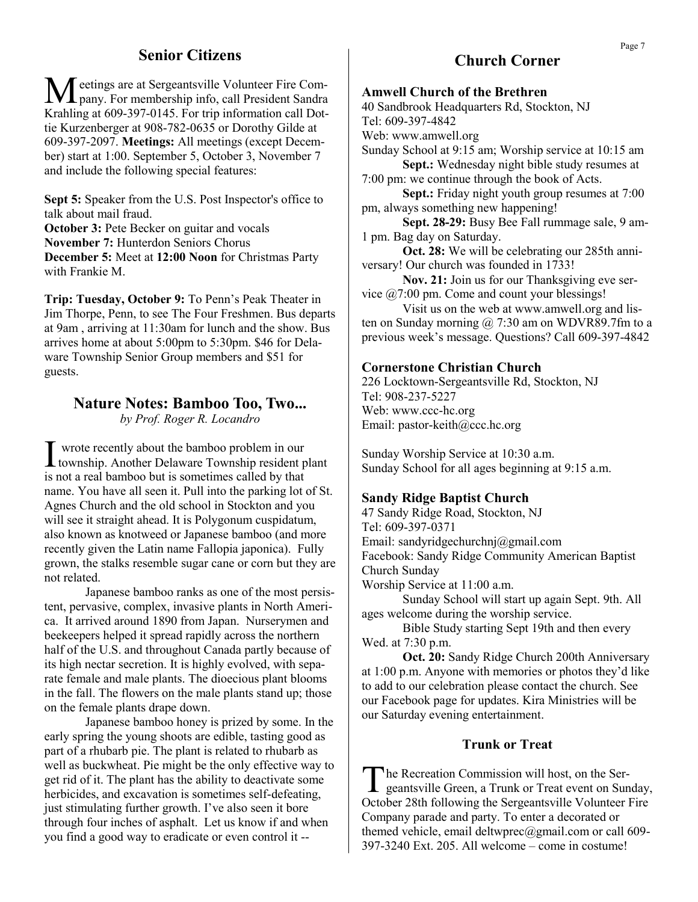## Senior Citizens

Meetings are at Sergeantsville Volunteer Fire Company. For membership info, call President Sandra Krahling at 609-397-0145. For trip information call Dottie Kurzenberger at 908-782-0635 or Dorothy Gilde at 609-397-2097. **Meetings:** All meetings (except December) start at 1:00. September 5, October 3, November 7 and include the following special features:

**Sept 5:** Speaker from the U.S. Post Inspector's office to talk about mail fraud.
**October 3:** Pete Becker on guitar and vocals
**November 7:** Hunterdon Seniors Chorus
**December 5:** Meet at **12:00 Noon** for Christmas Party with Frankie M.

**Trip: Tuesday, October 9:** To Penn's Peak Theater in Jim Thorpe, Penn, to see The Four Freshmen. Bus departs at 9am , arriving at 11:30am for lunch and the show. Bus arrives home at about 5:00pm to 5:30pm. $46 for Delaware Township Senior Group members and $51 for guests.

## Nature Notes: Bamboo Too, Two...

*by Prof. Roger R. Locandro*

I wrote recently about the bamboo problem in our township. Another Delaware Township resident plant is not a real bamboo but is sometimes called by that name. You have all seen it. Pull into the parking lot of St. Agnes Church and the old school in Stockton and you will see it straight ahead. It is Polygonum cuspidatum, also known as knotweed or Japanese bamboo (and more recently given the Latin name Fallopia japonica). Fully grown, the stalks resemble sugar cane or corn but they are not related.

Japanese bamboo ranks as one of the most persistent, pervasive, complex, invasive plants in North America. It arrived around 1890 from Japan. Nurserymen and beekeepers helped it spread rapidly across the northern half of the U.S. and throughout Canada partly because of its high nectar secretion. It is highly evolved, with separate female and male plants. The dioecious plant blooms in the fall. The flowers on the male plants stand up; those on the female plants drape down.

Japanese bamboo honey is prized by some. In the early spring the young shoots are edible, tasting good as part of a rhubarb pie. The plant is related to rhubarb as well as buckwheat. Pie might be the only effective way to get rid of it. The plant has the ability to deactivate some herbicides, and excavation is sometimes self-defeating, just stimulating further growth. I've also seen it bore through four inches of asphalt. Let us know if and when you find a good way to eradicate or even control it --

## Church Corner

### Amwell Church of the Brethren

40 Sandbrook Headquarters Rd, Stockton, NJ
Tel: 609-397-4842
Web: www.amwell.org
Sunday School at 9:15 am; Worship service at 10:15 am

**Sept.:** Wednesday night bible study resumes at 7:00 pm: we continue through the book of Acts.

**Sept.:** Friday night youth group resumes at 7:00 pm, always something new happening!

**Sept. 28-29:** Busy Bee Fall rummage sale, 9 am-1 pm. Bag day on Saturday.

**Oct. 28:** We will be celebrating our 285th anniversary! Our church was founded in 1733!

**Nov. 21:** Join us for our Thanksgiving eve service @7:00 pm. Come and count your blessings!

Visit us on the web at www.amwell.org and listen on Sunday morning @ 7:30 am on WDVR89.7fm to a previous week's message. Questions? Call 609-397-4842

### Cornerstone Christian Church

226 Locktown-Sergeantsville Rd, Stockton, NJ
Tel: 908-237-5227
Web: www.ccc-hc.org
Email: pastor-keith@ccc.hc.org

Sunday Worship Service at 10:30 a.m.
Sunday School for all ages beginning at 9:15 a.m.

### Sandy Ridge Baptist Church

47 Sandy Ridge Road, Stockton, NJ
Tel: 609-397-0371
Email: sandyridgechurchnj@gmail.com
Facebook: Sandy Ridge Community American Baptist Church Sunday
Worship Service at 11:00 a.m.

Sunday School will start up again Sept. 9th. All ages welcome during the worship service.

Bible Study starting Sept 19th and then every Wed. at 7:30 p.m.

**Oct. 20:** Sandy Ridge Church 200th Anniversary at 1:00 p.m. Anyone with memories or photos they'd like to add to our celebration please contact the church. See our Facebook page for updates. Kira Ministries will be our Saturday evening entertainment.

## Trunk or Treat

The Recreation Commission will host, on the Sergeantsville Green, a Trunk or Treat event on Sunday, October 28th following the Sergeantsville Volunteer Fire Company parade and party. To enter a decorated or themed vehicle, email deltwprec@gmail.com or call 609-397-3240 Ext. 205. All welcome – come in costume!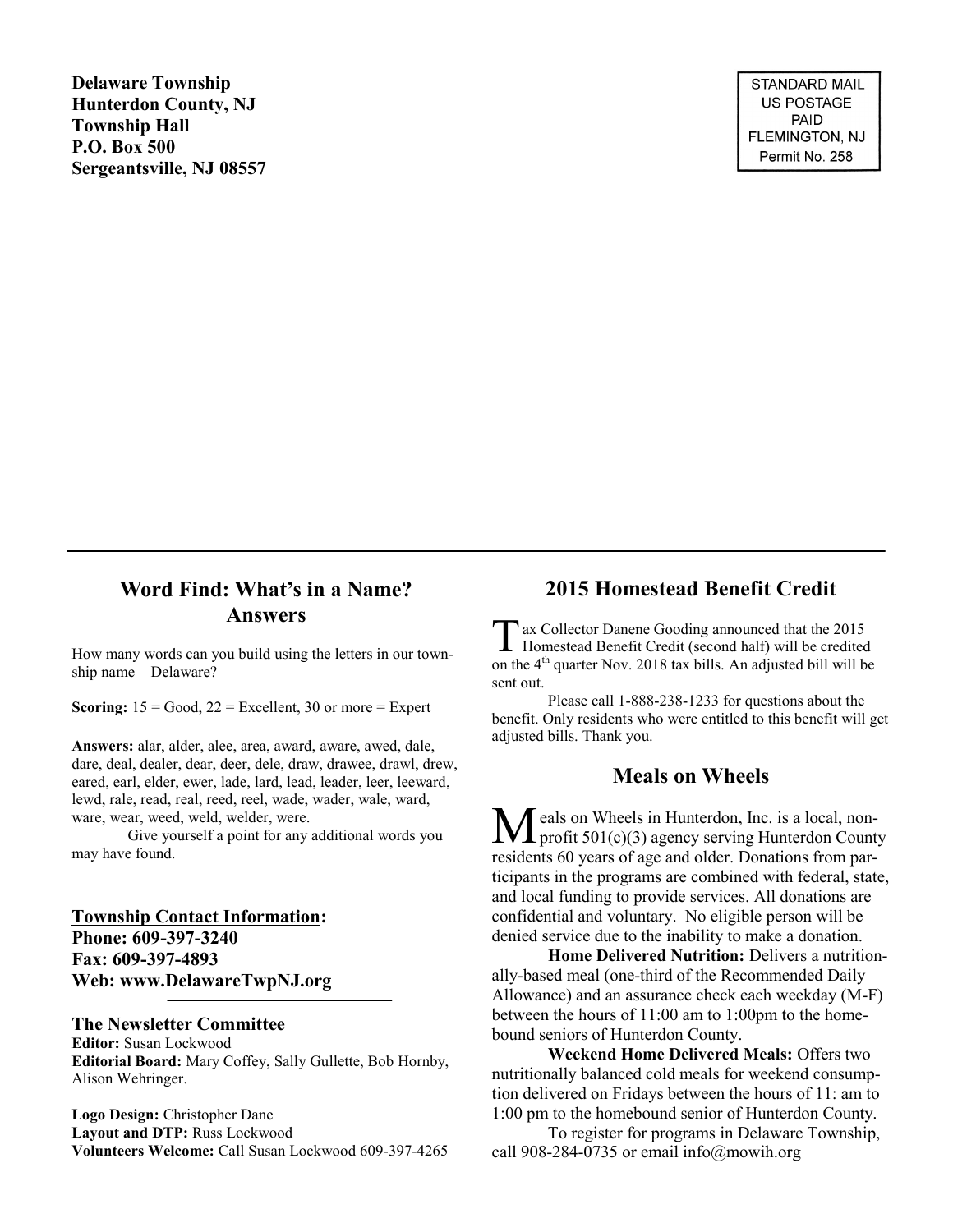**Delaware Township**
**Hunterdon County, NJ**
**Township Hall**
**P.O. Box 500**
**Sergeantsville, NJ 08557**

STANDARD MAIL
US POSTAGE
PAID
FLEMINGTON, NJ
Permit No. 258

## Word Find: What's in a Name? Answers

How many words can you build using the letters in our township name – Delaware?

**Scoring:** 15 = Good, 22 = Excellent, 30 or more = Expert

**Answers:** alar, alder, alee, area, award, aware, awed, dale, dare, deal, dealer, dear, deer, dele, draw, drawee, drawl, drew, eared, earl, elder, ewer, lade, lard, lead, leader, leer, leeward, lewd, rale, read, real, reed, reel, wade, wader, wale, ward, ware, wear, weed, weld, welder, were.

Give yourself a point for any additional words you may have found.

**Township Contact Information:**
**Phone: 609-397-3240**
**Fax: 609-397-4893**
**Web: www.DelawareTwpNJ.org**

### The Newsletter Committee

**Editor:** Susan Lockwood
**Editorial Board:** Mary Coffey, Sally Gullette, Bob Hornby, Alison Wehringer.

**Logo Design:** Christopher Dane
**Layout and DTP:** Russ Lockwood
**Volunteers Welcome:** Call Susan Lockwood 609-397-4265

## 2015 Homestead Benefit Credit

Tax Collector Danene Gooding announced that the 2015 Homestead Benefit Credit (second half) will be credited on the 4th quarter Nov. 2018 tax bills. An adjusted bill will be sent out.

Please call 1-888-238-1233 for questions about the benefit. Only residents who were entitled to this benefit will get adjusted bills. Thank you.

## Meals on Wheels

Meals on Wheels in Hunterdon, Inc. is a local, non-profit 501(c)(3) agency serving Hunterdon County residents 60 years of age and older. Donations from participants in the programs are combined with federal, state, and local funding to provide services. All donations are confidential and voluntary. No eligible person will be denied service due to the inability to make a donation.

**Home Delivered Nutrition:** Delivers a nutritionally-based meal (one-third of the Recommended Daily Allowance) and an assurance check each weekday (M-F) between the hours of 11:00 am to 1:00pm to the homebound seniors of Hunterdon County.

**Weekend Home Delivered Meals:** Offers two nutritionally balanced cold meals for weekend consumption delivered on Fridays between the hours of 11: am to 1:00 pm to the homebound senior of Hunterdon County.

To register for programs in Delaware Township, call 908-284-0735 or email info@mowih.org